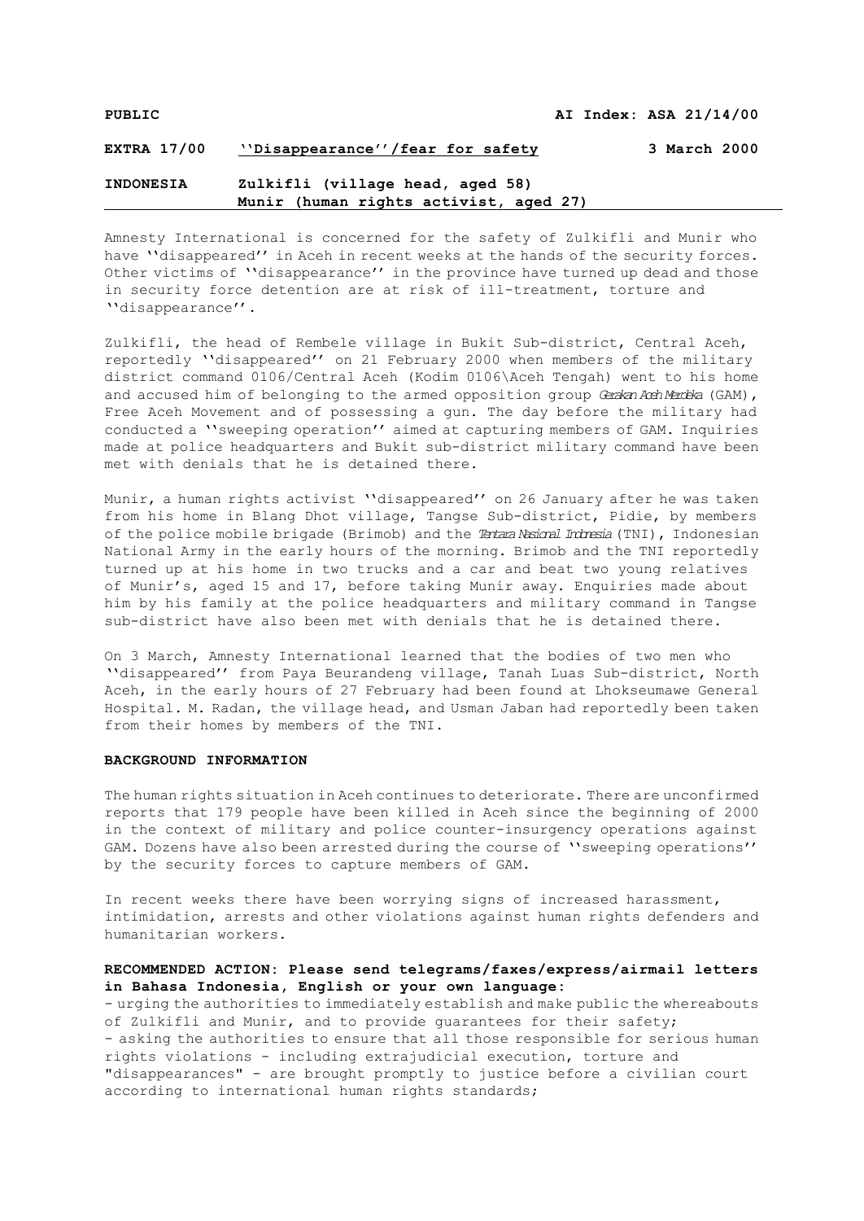**PUBLIC** **AI Index: ASA 21/14/00**

**EXTRA 17/00** **''Disappearance''/fear for safety** **3 March 2000**

**INDONESIA** **Zulkifli (village head, aged 58)**
**Munir (human rights activist, aged 27)**

---

Amnesty International is concerned for the safety of Zulkifli and Munir who have ''disappeared'' in Aceh in recent weeks at the hands of the security forces. Other victims of ''disappearance'' in the province have turned up dead and those in security force detention are at risk of ill-treatment, torture and ''disappearance''.

Zulkifli, the head of Rembele village in Bukit Sub-district, Central Aceh, reportedly ''disappeared'' on 21 February 2000 when members of the military district command 0106/Central Aceh (Kodim 0106\Aceh Tengah) went to his home and accused him of belonging to the armed opposition group *Gerakan Aceh Merdeka* (GAM), Free Aceh Movement and of possessing a gun. The day before the military had conducted a ''sweeping operation'' aimed at capturing members of GAM. Inquiries made at police headquarters and Bukit sub-district military command have been met with denials that he is detained there.

Munir, a human rights activist ''disappeared'' on 26 January after he was taken from his home in Blang Dhot village, Tangse Sub-district, Pidie, by members of the police mobile brigade (Brimob) and the *Tentara Nasional Indonesia* (TNI), Indonesian National Army in the early hours of the morning. Brimob and the TNI reportedly turned up at his home in two trucks and a car and beat two young relatives of Munir's, aged 15 and 17, before taking Munir away. Enquiries made about him by his family at the police headquarters and military command in Tangse sub-district have also been met with denials that he is detained there.

On 3 March, Amnesty International learned that the bodies of two men who ''disappeared'' from Paya Beurandeng village, Tanah Luas Sub-district, North Aceh, in the early hours of 27 February had been found at Lhokseumawe General Hospital. M. Radan, the village head, and Usman Jaban had reportedly been taken from their homes by members of the TNI.

**BACKGROUND INFORMATION**

The human rights situation in Aceh continues to deteriorate. There are unconfirmed reports that 179 people have been killed in Aceh since the beginning of 2000 in the context of military and police counter-insurgency operations against GAM. Dozens have also been arrested during the course of ''sweeping operations'' by the security forces to capture members of GAM.

In recent weeks there have been worrying signs of increased harassment, intimidation, arrests and other violations against human rights defenders and humanitarian workers.

**RECOMMENDED ACTION: Please send telegrams/faxes/express/airmail letters in Bahasa Indonesia, English or your own language:**

- urging the authorities to immediately establish and make public the whereabouts of Zulkifli and Munir, and to provide guarantees for their safety;
- asking the authorities to ensure that all those responsible for serious human rights violations - including extrajudicial execution, torture and "disappearances" - are brought promptly to justice before a civilian court according to international human rights standards;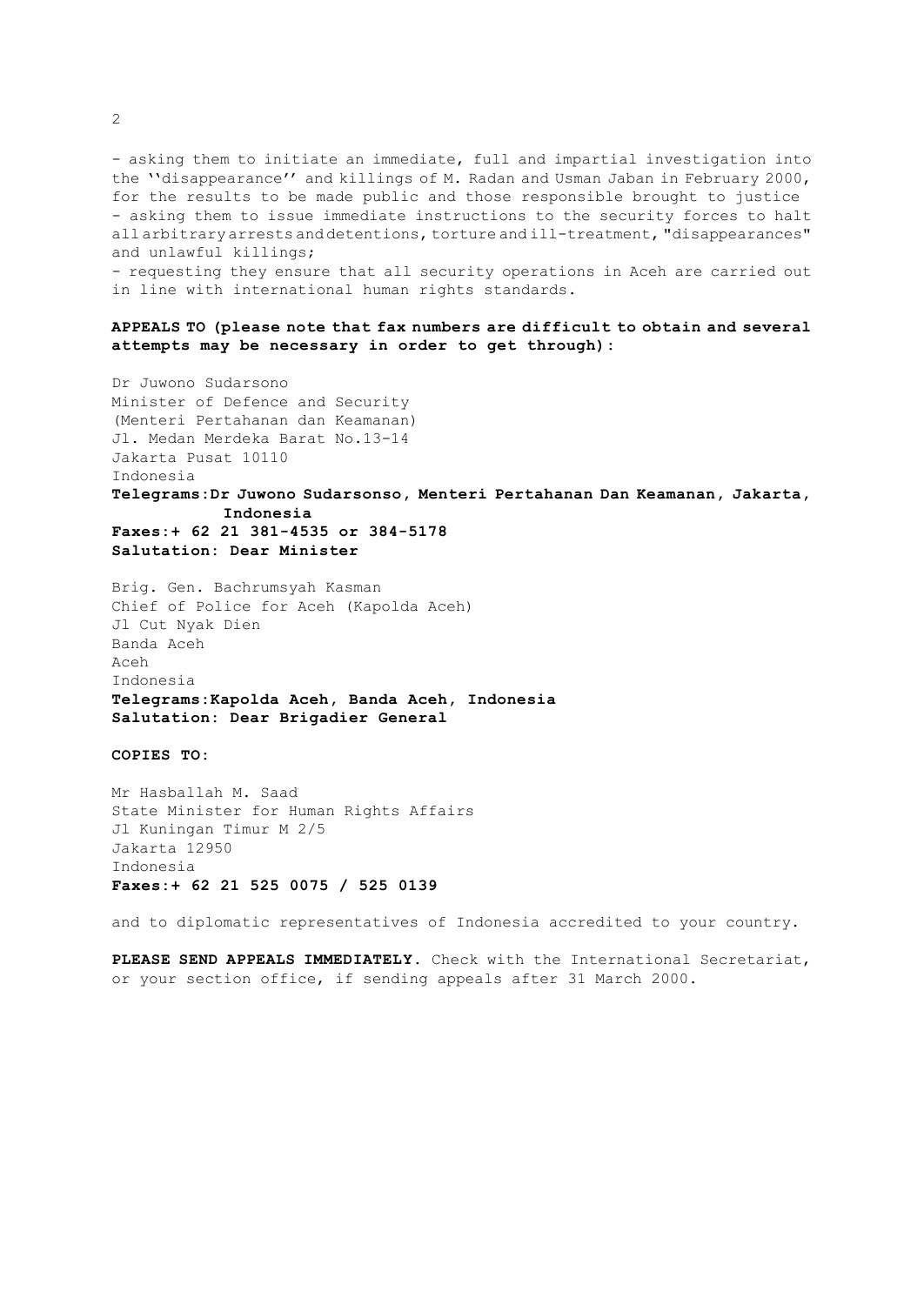- asking them to initiate an immediate, full and impartial investigation into the ''disappearance'' and killings of M. Radan and Usman Jaban in February 2000, for the results to be made public and those responsible brought to justice
- asking them to issue immediate instructions to the security forces to halt all arbitrary arrests and detentions, torture and ill-treatment, "disappearances" and unlawful killings;
- requesting they ensure that all security operations in Aceh are carried out in line with international human rights standards.

**APPEALS TO (please note that fax numbers are difficult to obtain and several attempts may be necessary in order to get through):**

Dr Juwono Sudarsono
Minister of Defence and Security
(Menteri Pertahanan dan Keamanan)
Jl. Medan Merdeka Barat No.13-14
Jakarta Pusat 10110
Indonesia
**Telegrams:Dr Juwono Sudarsonso, Menteri Pertahanan Dan Keamanan, Jakarta, Indonesia**
**Faxes:+ 62 21 381-4535 or 384-5178**
**Salutation: Dear Minister**

Brig. Gen. Bachrumsyah Kasman
Chief of Police for Aceh (Kapolda Aceh)
Jl Cut Nyak Dien
Banda Aceh
Aceh
Indonesia
**Telegrams:Kapolda Aceh, Banda Aceh, Indonesia**
**Salutation: Dear Brigadier General**

**COPIES TO:**

Mr Hasballah M. Saad
State Minister for Human Rights Affairs
Jl Kuningan Timur M 2/5
Jakarta 12950
Indonesia
**Faxes:+ 62 21 525 0075 / 525 0139**

and to diplomatic representatives of Indonesia accredited to your country.

**PLEASE SEND APPEALS IMMEDIATELY.** Check with the International Secretariat, or your section office, if sending appeals after 31 March 2000.